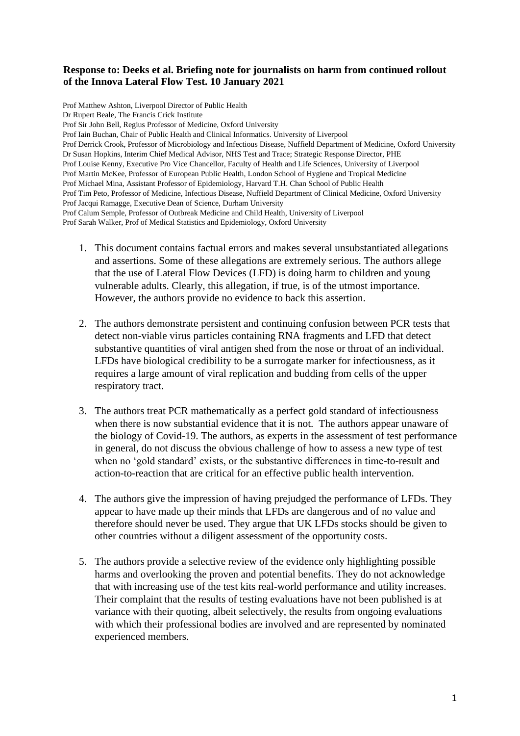**Response to: Deeks et al. Briefing note for journalists on harm from continued rollout of the Innova Lateral Flow Test. 10 January 2021**

Prof Matthew Ashton, Liverpool Director of Public Health
Dr Rupert Beale, The Francis Crick Institute
Prof Sir John Bell, Regius Professor of Medicine, Oxford University
Prof Iain Buchan, Chair of Public Health and Clinical Informatics. University of Liverpool
Prof Derrick Crook, Professor of Microbiology and Infectious Disease, Nuffield Department of Medicine, Oxford University
Dr Susan Hopkins, Interim Chief Medical Advisor, NHS Test and Trace; Strategic Response Director, PHE
Prof Louise Kenny, Executive Pro Vice Chancellor, Faculty of Health and Life Sciences, University of Liverpool
Prof Martin McKee, Professor of European Public Health, London School of Hygiene and Tropical Medicine
Prof Michael Mina, Assistant Professor of Epidemiology, Harvard T.H. Chan School of Public Health
Prof Tim Peto, Professor of Medicine, Infectious Disease, Nuffield Department of Clinical Medicine, Oxford University
Prof Jacqui Ramagge, Executive Dean of Science, Durham University
Prof Calum Semple, Professor of Outbreak Medicine and Child Health, University of Liverpool
Prof Sarah Walker, Prof of Medical Statistics and Epidemiology, Oxford University

1. This document contains factual errors and makes several unsubstantiated allegations and assertions. Some of these allegations are extremely serious. The authors allege that the use of Lateral Flow Devices (LFD) is doing harm to children and young vulnerable adults. Clearly, this allegation, if true, is of the utmost importance. However, the authors provide no evidence to back this assertion.

2. The authors demonstrate persistent and continuing confusion between PCR tests that detect non-viable virus particles containing RNA fragments and LFD that detect substantive quantities of viral antigen shed from the nose or throat of an individual. LFDs have biological credibility to be a surrogate marker for infectiousness, as it requires a large amount of viral replication and budding from cells of the upper respiratory tract.

3. The authors treat PCR mathematically as a perfect gold standard of infectiousness when there is now substantial evidence that it is not. The authors appear unaware of the biology of Covid-19. The authors, as experts in the assessment of test performance in general, do not discuss the obvious challenge of how to assess a new type of test when no 'gold standard' exists, or the substantive differences in time-to-result and action-to-reaction that are critical for an effective public health intervention.

4. The authors give the impression of having prejudged the performance of LFDs. They appear to have made up their minds that LFDs are dangerous and of no value and therefore should never be used. They argue that UK LFDs stocks should be given to other countries without a diligent assessment of the opportunity costs.

5. The authors provide a selective review of the evidence only highlighting possible harms and overlooking the proven and potential benefits. They do not acknowledge that with increasing use of the test kits real-world performance and utility increases. Their complaint that the results of testing evaluations have not been published is at variance with their quoting, albeit selectively, the results from ongoing evaluations with which their professional bodies are involved and are represented by nominated experienced members.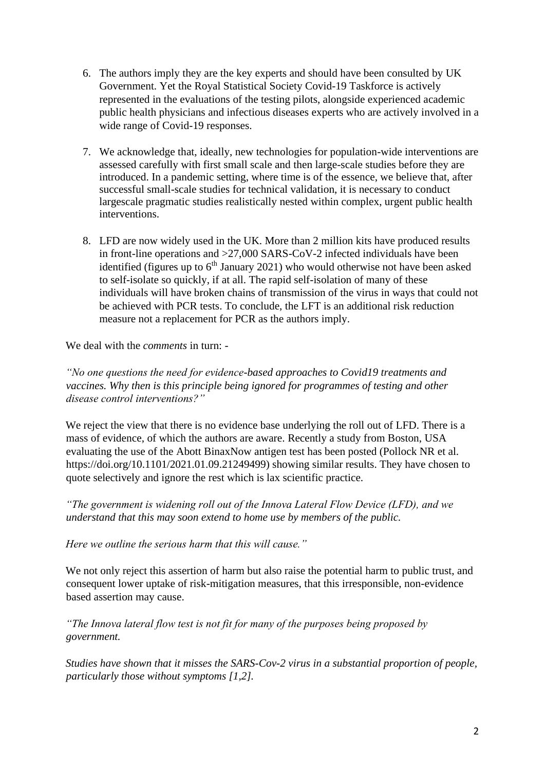6. The authors imply they are the key experts and should have been consulted by UK Government. Yet the Royal Statistical Society Covid-19 Taskforce is actively represented in the evaluations of the testing pilots, alongside experienced academic public health physicians and infectious diseases experts who are actively involved in a wide range of Covid-19 responses.

7. We acknowledge that, ideally, new technologies for population-wide interventions are assessed carefully with first small scale and then large-scale studies before they are introduced. In a pandemic setting, where time is of the essence, we believe that, after successful small-scale studies for technical validation, it is necessary to conduct largescale pragmatic studies realistically nested within complex, urgent public health interventions.

8. LFD are now widely used in the UK. More than 2 million kits have produced results in front-line operations and >27,000 SARS-CoV-2 infected individuals have been identified (figures up to 6th January 2021) who would otherwise not have been asked to self-isolate so quickly, if at all. The rapid self-isolation of many of these individuals will have broken chains of transmission of the virus in ways that could not be achieved with PCR tests. To conclude, the LFT is an additional risk reduction measure not a replacement for PCR as the authors imply.

We deal with the *comments* in turn: -

*"No one questions the need for evidence-based approaches to Covid19 treatments and vaccines. Why then is this principle being ignored for programmes of testing and other disease control interventions?"*

We reject the view that there is no evidence base underlying the roll out of LFD. There is a mass of evidence, of which the authors are aware. Recently a study from Boston, USA evaluating the use of the Abott BinaxNow antigen test has been posted (Pollock NR et al. https://doi.org/10.1101/2021.01.09.21249499) showing similar results. They have chosen to quote selectively and ignore the rest which is lax scientific practice.

*"The government is widening roll out of the Innova Lateral Flow Device (LFD), and we understand that this may soon extend to home use by members of the public.*

*Here we outline the serious harm that this will cause."*

We not only reject this assertion of harm but also raise the potential harm to public trust, and consequent lower uptake of risk-mitigation measures, that this irresponsible, non-evidence based assertion may cause.

*"The Innova lateral flow test is not fit for many of the purposes being proposed by government.*

*Studies have shown that it misses the SARS-Cov-2 virus in a substantial proportion of people, particularly those without symptoms [1,2].*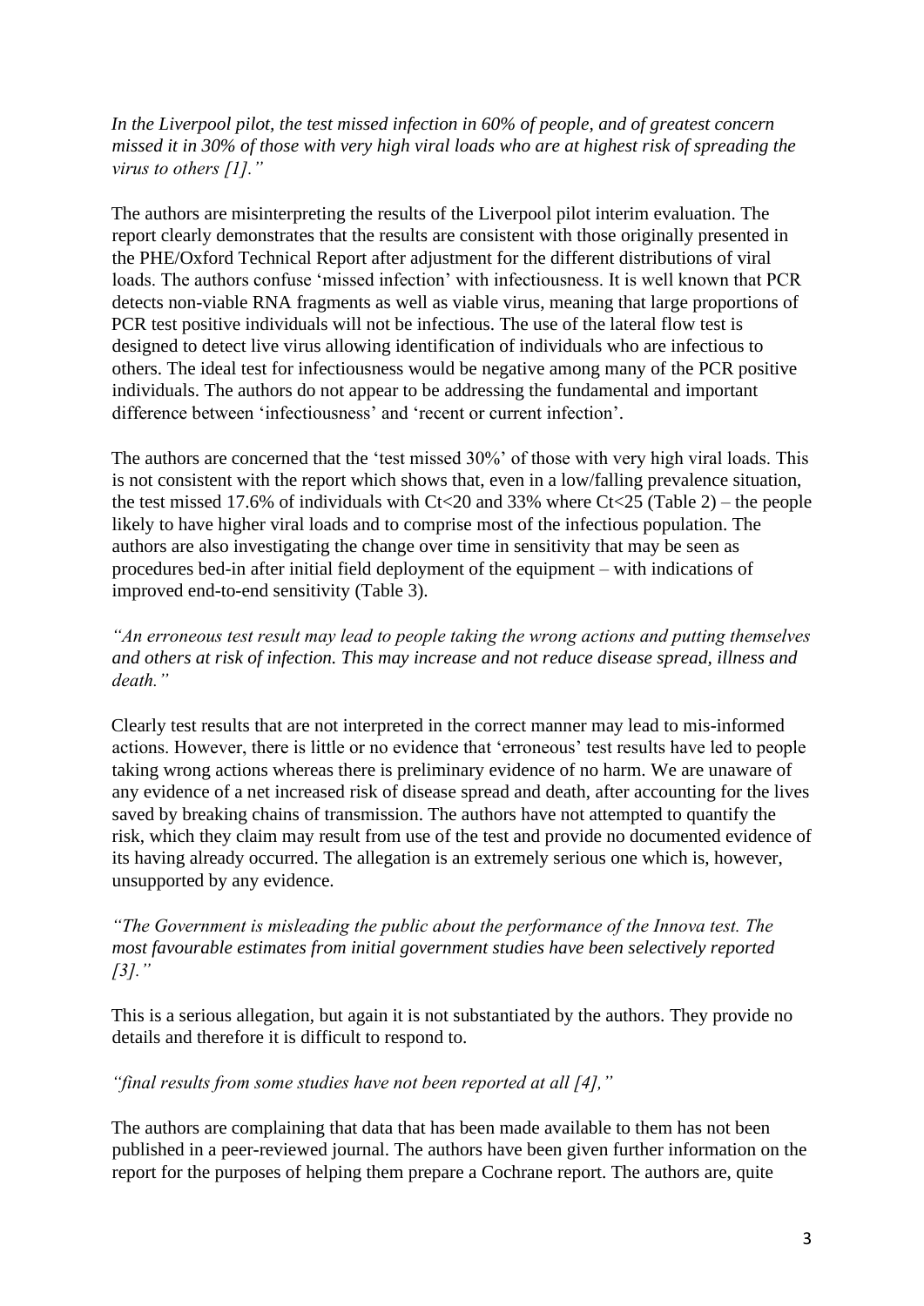*In the Liverpool pilot, the test missed infection in 60% of people, and of greatest concern missed it in 30% of those with very high viral loads who are at highest risk of spreading the virus to others [1]."*

The authors are misinterpreting the results of the Liverpool pilot interim evaluation. The report clearly demonstrates that the results are consistent with those originally presented in the PHE/Oxford Technical Report after adjustment for the different distributions of viral loads. The authors confuse 'missed infection' with infectiousness. It is well known that PCR detects non-viable RNA fragments as well as viable virus, meaning that large proportions of PCR test positive individuals will not be infectious. The use of the lateral flow test is designed to detect live virus allowing identification of individuals who are infectious to others. The ideal test for infectiousness would be negative among many of the PCR positive individuals. The authors do not appear to be addressing the fundamental and important difference between 'infectiousness' and 'recent or current infection'.

The authors are concerned that the 'test missed 30%' of those with very high viral loads. This is not consistent with the report which shows that, even in a low/falling prevalence situation, the test missed 17.6% of individuals with Ct<20 and 33% where Ct<25 (Table 2) – the people likely to have higher viral loads and to comprise most of the infectious population. The authors are also investigating the change over time in sensitivity that may be seen as procedures bed-in after initial field deployment of the equipment – with indications of improved end-to-end sensitivity (Table 3).

*"An erroneous test result may lead to people taking the wrong actions and putting themselves and others at risk of infection. This may increase and not reduce disease spread, illness and death."*

Clearly test results that are not interpreted in the correct manner may lead to mis-informed actions. However, there is little or no evidence that 'erroneous' test results have led to people taking wrong actions whereas there is preliminary evidence of no harm. We are unaware of any evidence of a net increased risk of disease spread and death, after accounting for the lives saved by breaking chains of transmission. The authors have not attempted to quantify the risk, which they claim may result from use of the test and provide no documented evidence of its having already occurred. The allegation is an extremely serious one which is, however, unsupported by any evidence.

*"The Government is misleading the public about the performance of the Innova test. The most favourable estimates from initial government studies have been selectively reported [3]."*

This is a serious allegation, but again it is not substantiated by the authors. They provide no details and therefore it is difficult to respond to.

*"final results from some studies have not been reported at all [4],"*

The authors are complaining that data that has been made available to them has not been published in a peer-reviewed journal. The authors have been given further information on the report for the purposes of helping them prepare a Cochrane report. The authors are, quite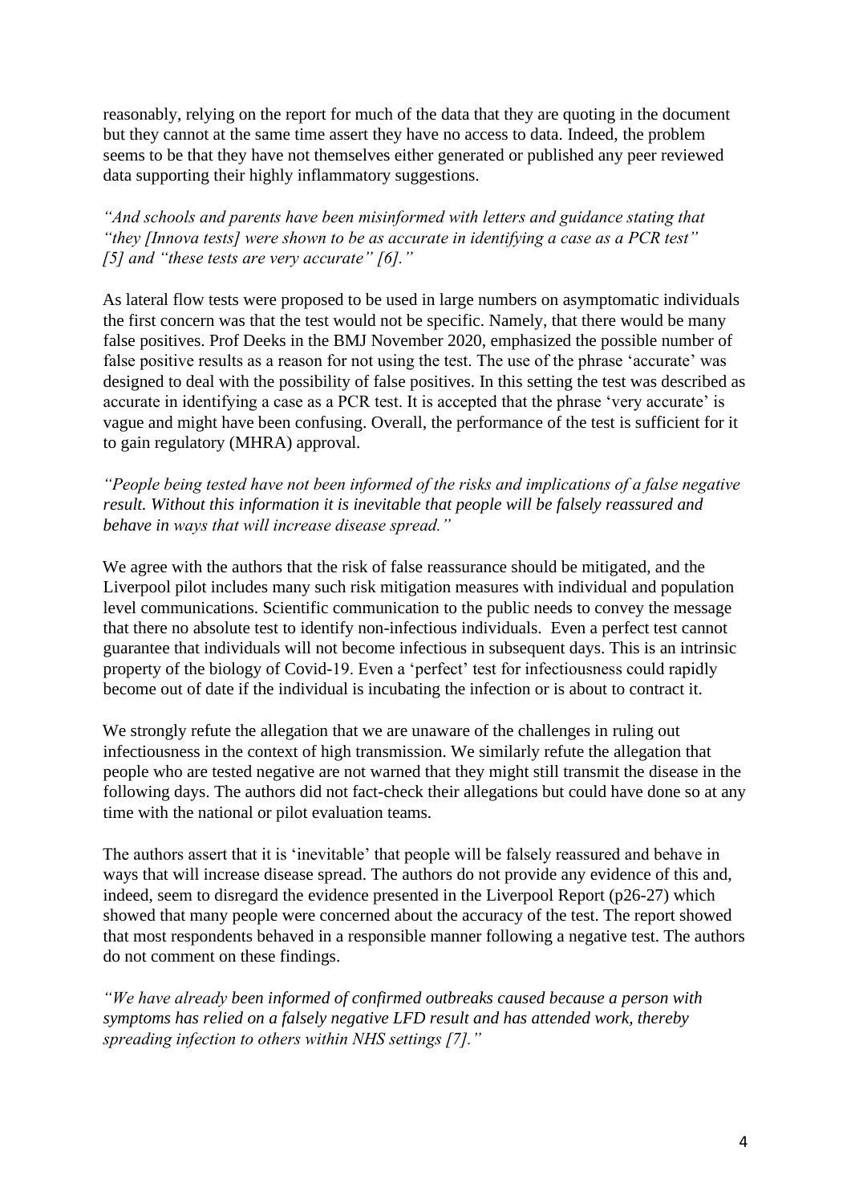reasonably, relying on the report for much of the data that they are quoting in the document but they cannot at the same time assert they have no access to data. Indeed, the problem seems to be that they have not themselves either generated or published any peer reviewed data supporting their highly inflammatory suggestions.

*"And schools and parents have been misinformed with letters and guidance stating that "they [Innova tests] were shown to be as accurate in identifying a case as a PCR test" [5] and "these tests are very accurate" [6]."*

As lateral flow tests were proposed to be used in large numbers on asymptomatic individuals the first concern was that the test would not be specific. Namely, that there would be many false positives. Prof Deeks in the BMJ November 2020, emphasized the possible number of false positive results as a reason for not using the test. The use of the phrase 'accurate' was designed to deal with the possibility of false positives. In this setting the test was described as accurate in identifying a case as a PCR test. It is accepted that the phrase 'very accurate' is vague and might have been confusing. Overall, the performance of the test is sufficient for it to gain regulatory (MHRA) approval.

*"People being tested have not been informed of the risks and implications of a false negative result. Without this information it is inevitable that people will be falsely reassured and behave in ways that will increase disease spread."*

We agree with the authors that the risk of false reassurance should be mitigated, and the Liverpool pilot includes many such risk mitigation measures with individual and population level communications. Scientific communication to the public needs to convey the message that there no absolute test to identify non-infectious individuals. Even a perfect test cannot guarantee that individuals will not become infectious in subsequent days. This is an intrinsic property of the biology of Covid-19. Even a 'perfect' test for infectiousness could rapidly become out of date if the individual is incubating the infection or is about to contract it.

We strongly refute the allegation that we are unaware of the challenges in ruling out infectiousness in the context of high transmission. We similarly refute the allegation that people who are tested negative are not warned that they might still transmit the disease in the following days. The authors did not fact-check their allegations but could have done so at any time with the national or pilot evaluation teams.

The authors assert that it is 'inevitable' that people will be falsely reassured and behave in ways that will increase disease spread. The authors do not provide any evidence of this and, indeed, seem to disregard the evidence presented in the Liverpool Report (p26-27) which showed that many people were concerned about the accuracy of the test. The report showed that most respondents behaved in a responsible manner following a negative test. The authors do not comment on these findings.

*"We have already been informed of confirmed outbreaks caused because a person with symptoms has relied on a falsely negative LFD result and has attended work, thereby spreading infection to others within NHS settings [7]."*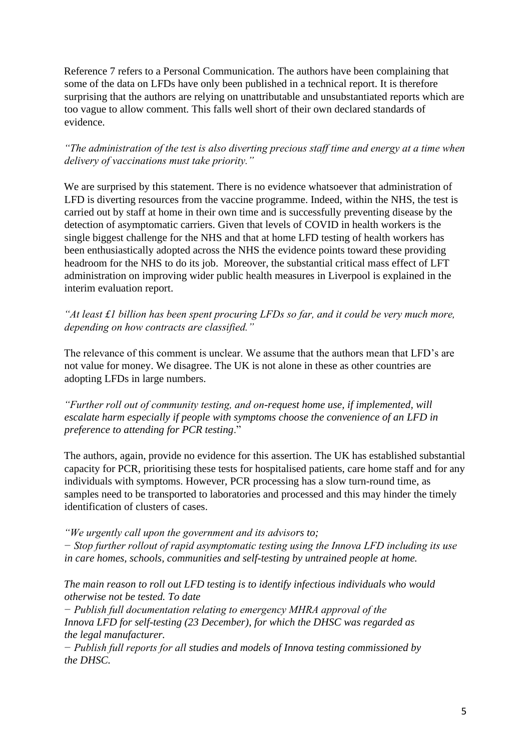Reference 7 refers to a Personal Communication. The authors have been complaining that some of the data on LFDs have only been published in a technical report. It is therefore surprising that the authors are relying on unattributable and unsubstantiated reports which are too vague to allow comment. This falls well short of their own declared standards of evidence.

*"The administration of the test is also diverting precious staff time and energy at a time when delivery of vaccinations must take priority."*

We are surprised by this statement. There is no evidence whatsoever that administration of LFD is diverting resources from the vaccine programme. Indeed, within the NHS, the test is carried out by staff at home in their own time and is successfully preventing disease by the detection of asymptomatic carriers. Given that levels of COVID in health workers is the single biggest challenge for the NHS and that at home LFD testing of health workers has been enthusiastically adopted across the NHS the evidence points toward these providing headroom for the NHS to do its job. Moreover, the substantial critical mass effect of LFT administration on improving wider public health measures in Liverpool is explained in the interim evaluation report.

*"At least £1 billion has been spent procuring LFDs so far, and it could be very much more, depending on how contracts are classified."*

The relevance of this comment is unclear. We assume that the authors mean that LFD's are not value for money. We disagree. The UK is not alone in these as other countries are adopting LFDs in large numbers.

*"Further roll out of community testing, and on-request home use, if implemented, will escalate harm especially if people with symptoms choose the convenience of an LFD in preference to attending for PCR testing*."

The authors, again, provide no evidence for this assertion. The UK has established substantial capacity for PCR, prioritising these tests for hospitalised patients, care home staff and for any individuals with symptoms. However, PCR processing has a slow turn-round time, as samples need to be transported to laboratories and processed and this may hinder the timely identification of clusters of cases.

*"We urgently call upon the government and its advisors to;*
*− Stop further rollout of rapid asymptomatic testing using the Innova LFD including its use in care homes, schools, communities and self-testing by untrained people at home.*

*The main reason to roll out LFD testing is to identify infectious individuals who would otherwise not be tested. To date*
*− Publish full documentation relating to emergency MHRA approval of the Innova LFD for self-testing (23 December), for which the DHSC was regarded as the legal manufacturer.*
*− Publish full reports for all studies and models of Innova testing commissioned by the DHSC.*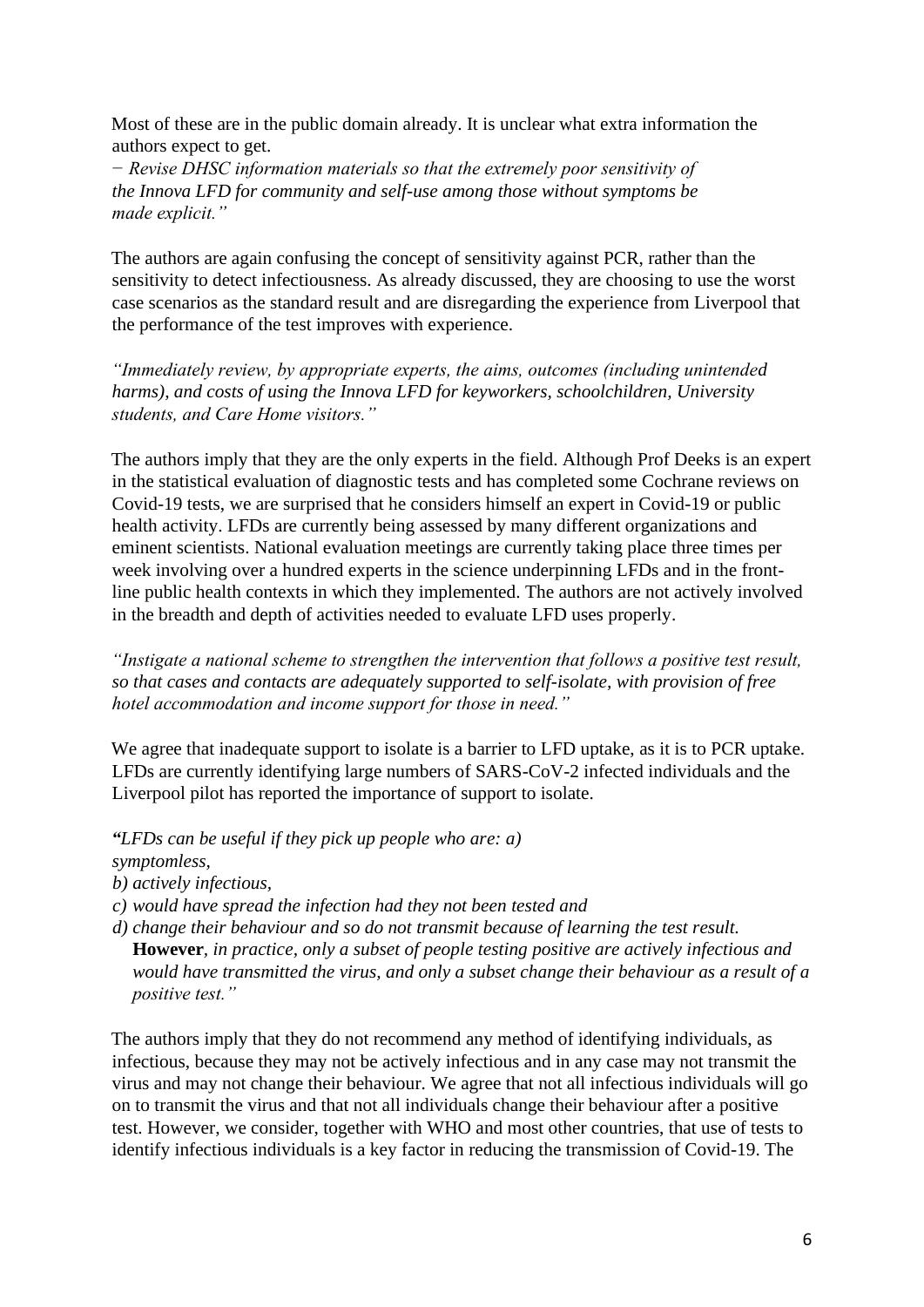Most of these are in the public domain already. It is unclear what extra information the authors expect to get.

*− Revise DHSC information materials so that the extremely poor sensitivity of the Innova LFD for community and self-use among those without symptoms be made explicit."*

The authors are again confusing the concept of sensitivity against PCR, rather than the sensitivity to detect infectiousness. As already discussed, they are choosing to use the worst case scenarios as the standard result and are disregarding the experience from Liverpool that the performance of the test improves with experience.

*"Immediately review, by appropriate experts, the aims, outcomes (including unintended harms), and costs of using the Innova LFD for keyworkers, schoolchildren, University students, and Care Home visitors."*

The authors imply that they are the only experts in the field. Although Prof Deeks is an expert in the statistical evaluation of diagnostic tests and has completed some Cochrane reviews on Covid-19 tests, we are surprised that he considers himself an expert in Covid-19 or public health activity. LFDs are currently being assessed by many different organizations and eminent scientists. National evaluation meetings are currently taking place three times per week involving over a hundred experts in the science underpinning LFDs and in the front-line public health contexts in which they implemented. The authors are not actively involved in the breadth and depth of activities needed to evaluate LFD uses properly.

*"Instigate a national scheme to strengthen the intervention that follows a positive test result, so that cases and contacts are adequately supported to self-isolate, with provision of free hotel accommodation and income support for those in need."*

We agree that inadequate support to isolate is a barrier to LFD uptake, as it is to PCR uptake. LFDs are currently identifying large numbers of SARS-CoV-2 infected individuals and the Liverpool pilot has reported the importance of support to isolate.

***"****LFDs can be useful if they pick up people who are: a) symptomless,*
*b) actively infectious,*
*c) would have spread the infection had they not been tested and*
*d) change their behaviour and so do not transmit because of learning the test result.*
**However***, in practice, only a subset of people testing positive are actively infectious and would have transmitted the virus, and only a subset change their behaviour as a result of a positive test."*

The authors imply that they do not recommend any method of identifying individuals, as infectious, because they may not be actively infectious and in any case may not transmit the virus and may not change their behaviour. We agree that not all infectious individuals will go on to transmit the virus and that not all individuals change their behaviour after a positive test. However, we consider, together with WHO and most other countries, that use of tests to identify infectious individuals is a key factor in reducing the transmission of Covid-19. The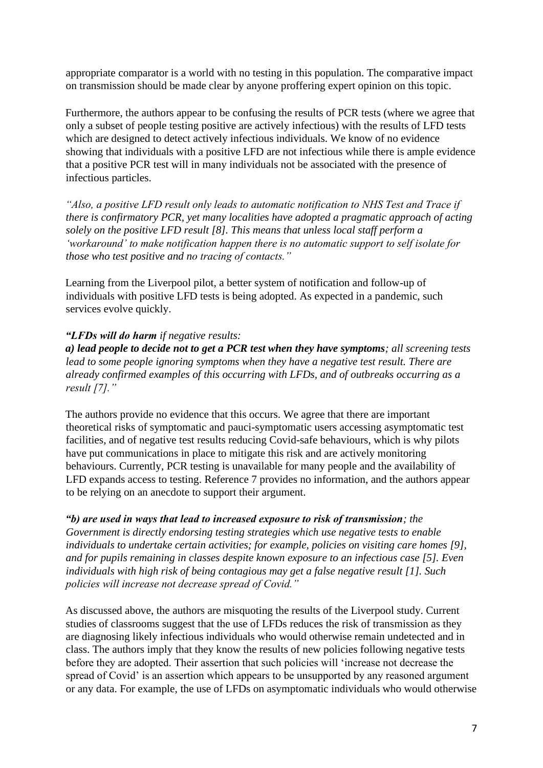appropriate comparator is a world with no testing in this population. The comparative impact on transmission should be made clear by anyone proffering expert opinion on this topic.

Furthermore, the authors appear to be confusing the results of PCR tests (where we agree that only a subset of people testing positive are actively infectious) with the results of LFD tests which are designed to detect actively infectious individuals. We know of no evidence showing that individuals with a positive LFD are not infectious while there is ample evidence that a positive PCR test will in many individuals not be associated with the presence of infectious particles.

*"Also, a positive LFD result only leads to automatic notification to NHS Test and Trace if there is confirmatory PCR, yet many localities have adopted a pragmatic approach of acting solely on the positive LFD result [8]. This means that unless local staff perform a 'workaround' to make notification happen there is no automatic support to self isolate for those who test positive and no tracing of contacts."*

Learning from the Liverpool pilot, a better system of notification and follow-up of individuals with positive LFD tests is being adopted. As expected in a pandemic, such services evolve quickly.

***"LFDs will do harm*** *if negative results:*
***a) lead people to decide not to get a PCR test when they have symptoms****; all screening tests lead to some people ignoring symptoms when they have a negative test result. There are already confirmed examples of this occurring with LFDs, and of outbreaks occurring as a result [7]."*

The authors provide no evidence that this occurs. We agree that there are important theoretical risks of symptomatic and pauci-symptomatic users accessing asymptomatic test facilities, and of negative test results reducing Covid-safe behaviours, which is why pilots have put communications in place to mitigate this risk and are actively monitoring behaviours. Currently, PCR testing is unavailable for many people and the availability of LFD expands access to testing. Reference 7 provides no information, and the authors appear to be relying on an anecdote to support their argument.

***"b) are used in ways that lead to increased exposure to risk of transmission****; the Government is directly endorsing testing strategies which use negative tests to enable individuals to undertake certain activities; for example, policies on visiting care homes [9], and for pupils remaining in classes despite known exposure to an infectious case [5]. Even individuals with high risk of being contagious may get a false negative result [1]. Such policies will increase not decrease spread of Covid."*

As discussed above, the authors are misquoting the results of the Liverpool study. Current studies of classrooms suggest that the use of LFDs reduces the risk of transmission as they are diagnosing likely infectious individuals who would otherwise remain undetected and in class. The authors imply that they know the results of new policies following negative tests before they are adopted. Their assertion that such policies will 'increase not decrease the spread of Covid' is an assertion which appears to be unsupported by any reasoned argument or any data. For example, the use of LFDs on asymptomatic individuals who would otherwise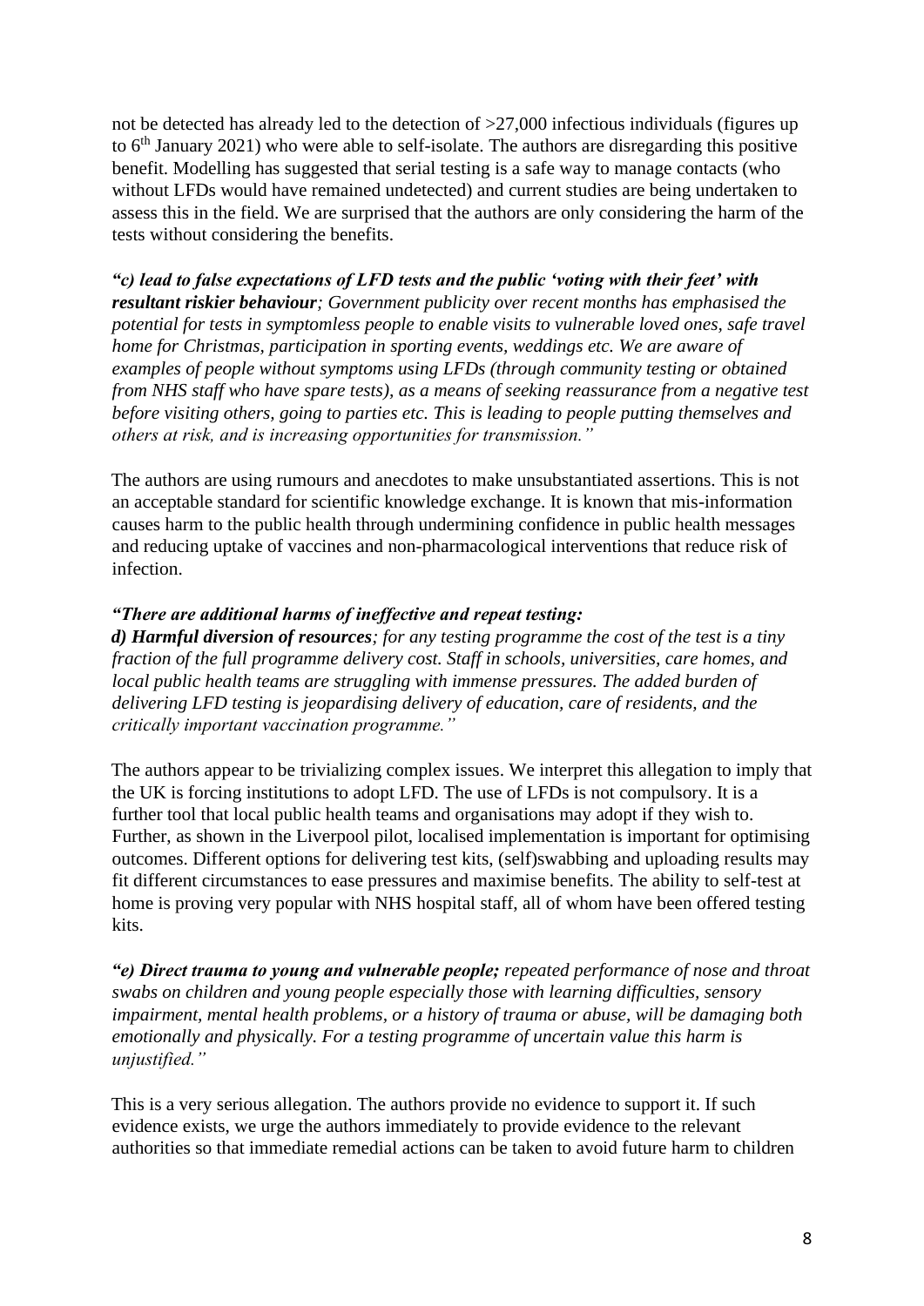not be detected has already led to the detection of >27,000 infectious individuals (figures up to 6[th] January 2021) who were able to self-isolate. The authors are disregarding this positive benefit. Modelling has suggested that serial testing is a safe way to manage contacts (who without LFDs would have remained undetected) and current studies are being undertaken to assess this in the field. We are surprised that the authors are only considering the harm of the tests without considering the benefits.

***"c) lead to false expectations of LFD tests and the public 'voting with their feet' with resultant riskier behaviour****; Government publicity over recent months has emphasised the potential for tests in symptomless people to enable visits to vulnerable loved ones, safe travel home for Christmas, participation in sporting events, weddings etc. We are aware of examples of people without symptoms using LFDs (through community testing or obtained from NHS staff who have spare tests), as a means of seeking reassurance from a negative test before visiting others, going to parties etc. This is leading to people putting themselves and others at risk, and is increasing opportunities for transmission."*

The authors are using rumours and anecdotes to make unsubstantiated assertions. This is not an acceptable standard for scientific knowledge exchange. It is known that mis-information causes harm to the public health through undermining confidence in public health messages and reducing uptake of vaccines and non-pharmacological interventions that reduce risk of infection.

***"There are additional harms of ineffective and repeat testing:***
***d) Harmful diversion of resources****; for any testing programme the cost of the test is a tiny fraction of the full programme delivery cost. Staff in schools, universities, care homes, and local public health teams are struggling with immense pressures. The added burden of delivering LFD testing is jeopardising delivery of education, care of residents, and the critically important vaccination programme."*

The authors appear to be trivializing complex issues. We interpret this allegation to imply that the UK is forcing institutions to adopt LFD. The use of LFDs is not compulsory. It is a further tool that local public health teams and organisations may adopt if they wish to. Further, as shown in the Liverpool pilot, localised implementation is important for optimising outcomes. Different options for delivering test kits, (self)swabbing and uploading results may fit different circumstances to ease pressures and maximise benefits. The ability to self-test at home is proving very popular with NHS hospital staff, all of whom have been offered testing kits.

***"e) Direct trauma to young and vulnerable people;*** *repeated performance of nose and throat swabs on children and young people especially those with learning difficulties, sensory impairment, mental health problems, or a history of trauma or abuse, will be damaging both emotionally and physically. For a testing programme of uncertain value this harm is unjustified."*

This is a very serious allegation. The authors provide no evidence to support it. If such evidence exists, we urge the authors immediately to provide evidence to the relevant authorities so that immediate remedial actions can be taken to avoid future harm to children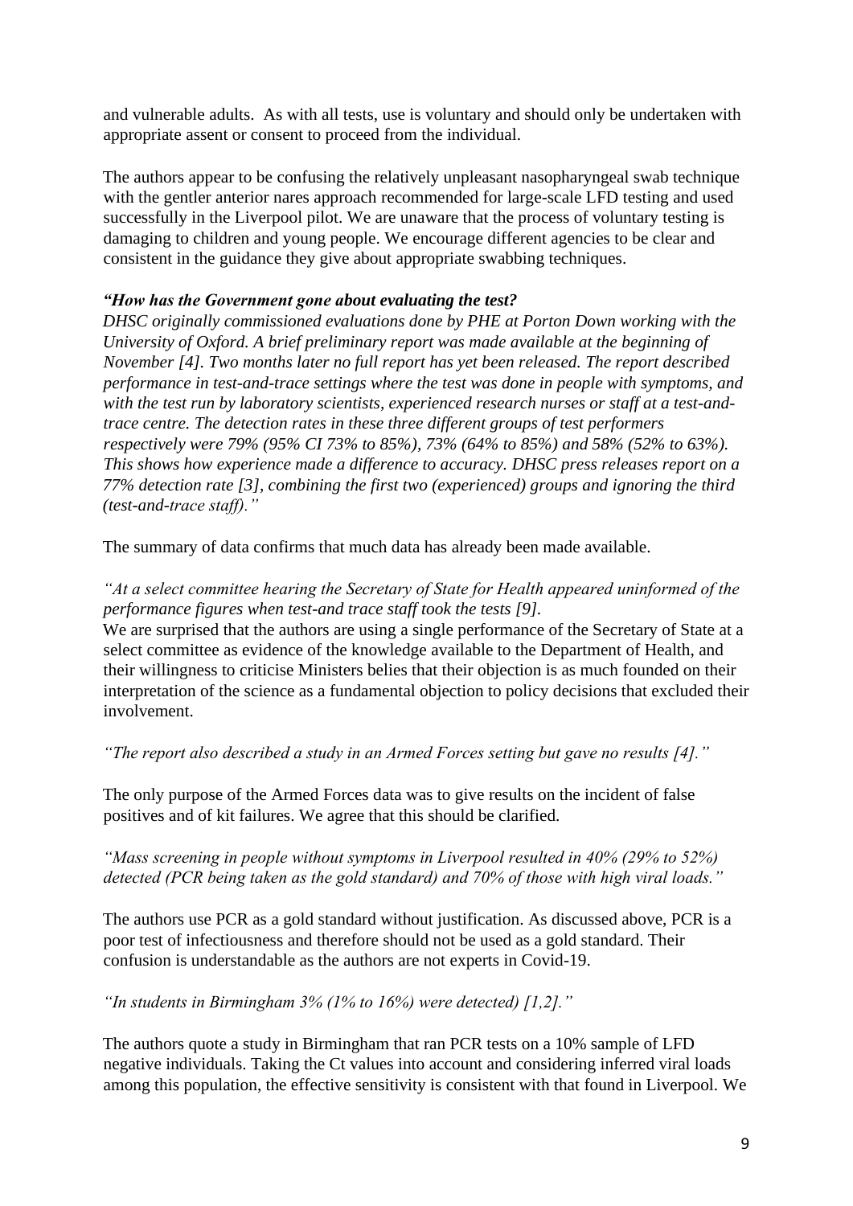and vulnerable adults. As with all tests, use is voluntary and should only be undertaken with appropriate assent or consent to proceed from the individual.

The authors appear to be confusing the relatively unpleasant nasopharyngeal swab technique with the gentler anterior nares approach recommended for large-scale LFD testing and used successfully in the Liverpool pilot. We are unaware that the process of voluntary testing is damaging to children and young people. We encourage different agencies to be clear and consistent in the guidance they give about appropriate swabbing techniques.

***"How has the Government gone about evaluating the test?***
*DHSC originally commissioned evaluations done by PHE at Porton Down working with the University of Oxford. A brief preliminary report was made available at the beginning of November [4]. Two months later no full report has yet been released. The report described performance in test-and-trace settings where the test was done in people with symptoms, and with the test run by laboratory scientists, experienced research nurses or staff at a test-and-trace centre. The detection rates in these three different groups of test performers respectively were 79% (95% CI 73% to 85%), 73% (64% to 85%) and 58% (52% to 63%). This shows how experience made a difference to accuracy. DHSC press releases report on a 77% detection rate [3], combining the first two (experienced) groups and ignoring the third (test-and-trace staff)."*

The summary of data confirms that much data has already been made available.

*"At a select committee hearing the Secretary of State for Health appeared uninformed of the performance figures when test-and trace staff took the tests [9].*
We are surprised that the authors are using a single performance of the Secretary of State at a select committee as evidence of the knowledge available to the Department of Health, and their willingness to criticise Ministers belies that their objection is as much founded on their interpretation of the science as a fundamental objection to policy decisions that excluded their involvement.

*"The report also described a study in an Armed Forces setting but gave no results [4]."*

The only purpose of the Armed Forces data was to give results on the incident of false positives and of kit failures. We agree that this should be clarified.

*"Mass screening in people without symptoms in Liverpool resulted in 40% (29% to 52%) detected (PCR being taken as the gold standard) and 70% of those with high viral loads."*

The authors use PCR as a gold standard without justification. As discussed above, PCR is a poor test of infectiousness and therefore should not be used as a gold standard. Their confusion is understandable as the authors are not experts in Covid-19.

*"In students in Birmingham 3% (1% to 16%) were detected) [1,2]."*

The authors quote a study in Birmingham that ran PCR tests on a 10% sample of LFD negative individuals. Taking the Ct values into account and considering inferred viral loads among this population, the effective sensitivity is consistent with that found in Liverpool. We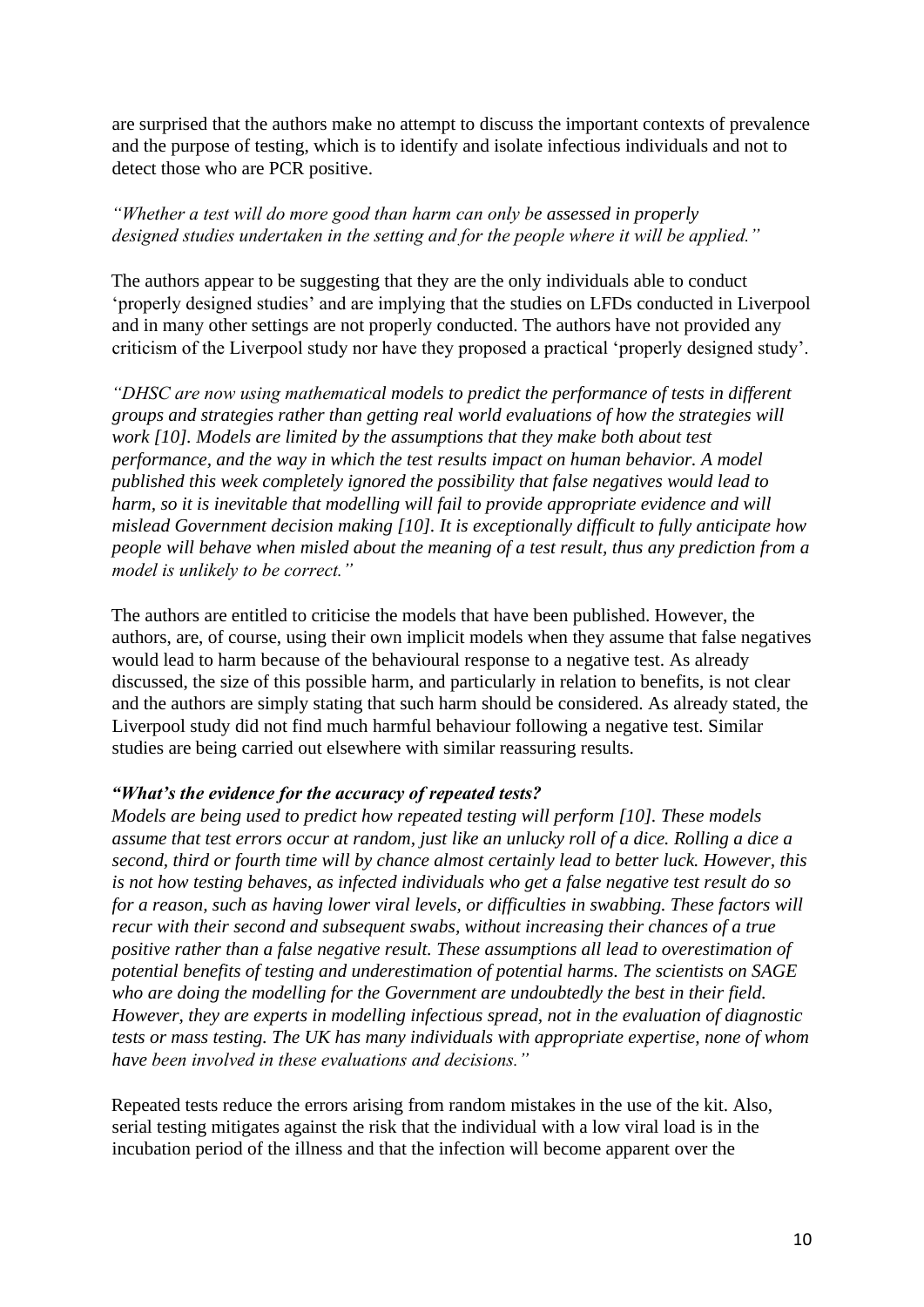are surprised that the authors make no attempt to discuss the important contexts of prevalence and the purpose of testing, which is to identify and isolate infectious individuals and not to detect those who are PCR positive.

*"Whether a test will do more good than harm can only be assessed in properly designed studies undertaken in the setting and for the people where it will be applied."*

The authors appear to be suggesting that they are the only individuals able to conduct 'properly designed studies' and are implying that the studies on LFDs conducted in Liverpool and in many other settings are not properly conducted. The authors have not provided any criticism of the Liverpool study nor have they proposed a practical 'properly designed study'.

*"DHSC are now using mathematical models to predict the performance of tests in different groups and strategies rather than getting real world evaluations of how the strategies will work [10]. Models are limited by the assumptions that they make both about test performance, and the way in which the test results impact on human behavior. A model published this week completely ignored the possibility that false negatives would lead to harm, so it is inevitable that modelling will fail to provide appropriate evidence and will mislead Government decision making [10]. It is exceptionally difficult to fully anticipate how people will behave when misled about the meaning of a test result, thus any prediction from a model is unlikely to be correct."*

The authors are entitled to criticise the models that have been published. However, the authors, are, of course, using their own implicit models when they assume that false negatives would lead to harm because of the behavioural response to a negative test. As already discussed, the size of this possible harm, and particularly in relation to benefits, is not clear and the authors are simply stating that such harm should be considered. As already stated, the Liverpool study did not find much harmful behaviour following a negative test. Similar studies are being carried out elsewhere with similar reassuring results.

***"What's the evidence for the accuracy of repeated tests?***
*Models are being used to predict how repeated testing will perform [10]. These models assume that test errors occur at random, just like an unlucky roll of a dice. Rolling a dice a second, third or fourth time will by chance almost certainly lead to better luck. However, this is not how testing behaves, as infected individuals who get a false negative test result do so for a reason, such as having lower viral levels, or difficulties in swabbing. These factors will recur with their second and subsequent swabs, without increasing their chances of a true positive rather than a false negative result. These assumptions all lead to overestimation of potential benefits of testing and underestimation of potential harms. The scientists on SAGE who are doing the modelling for the Government are undoubtedly the best in their field. However, they are experts in modelling infectious spread, not in the evaluation of diagnostic tests or mass testing. The UK has many individuals with appropriate expertise, none of whom have been involved in these evaluations and decisions."*

Repeated tests reduce the errors arising from random mistakes in the use of the kit. Also, serial testing mitigates against the risk that the individual with a low viral load is in the incubation period of the illness and that the infection will become apparent over the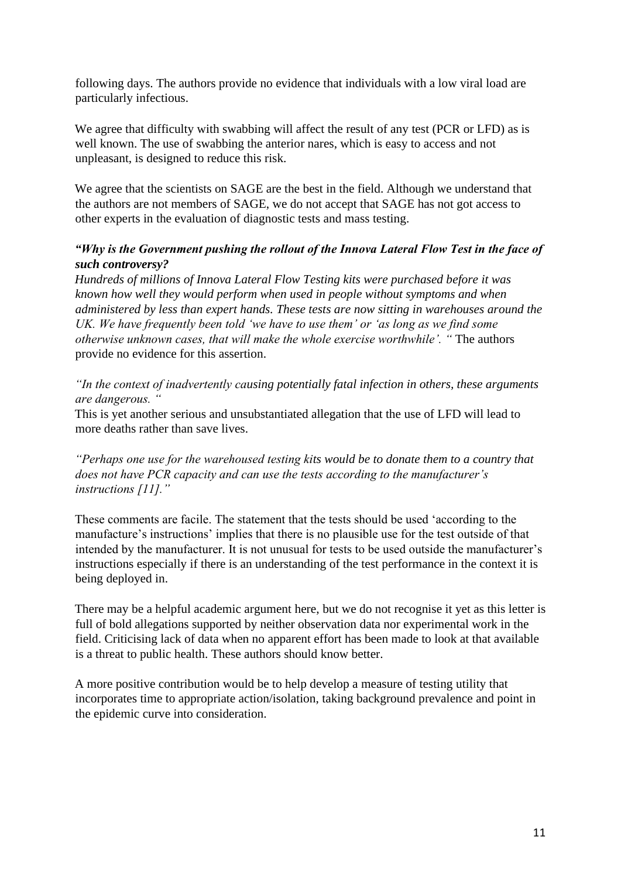following days. The authors provide no evidence that individuals with a low viral load are particularly infectious.

We agree that difficulty with swabbing will affect the result of any test (PCR or LFD) as is well known. The use of swabbing the anterior nares, which is easy to access and not unpleasant, is designed to reduce this risk.

We agree that the scientists on SAGE are the best in the field. Although we understand that the authors are not members of SAGE, we do not accept that SAGE has not got access to other experts in the evaluation of diagnostic tests and mass testing.

***"Why is the Government pushing the rollout of the Innova Lateral Flow Test in the face of such controversy?***
*Hundreds of millions of Innova Lateral Flow Testing kits were purchased before it was known how well they would perform when used in people without symptoms and when administered by less than expert hands. These tests are now sitting in warehouses around the UK. We have frequently been told 'we have to use them' or 'as long as we find some otherwise unknown cases, that will make the whole exercise worthwhile'. "* The authors provide no evidence for this assertion.

*"In the context of inadvertently causing potentially fatal infection in others, these arguments are dangerous. "*
This is yet another serious and unsubstantiated allegation that the use of LFD will lead to more deaths rather than save lives.

*"Perhaps one use for the warehoused testing kits would be to donate them to a country that does not have PCR capacity and can use the tests according to the manufacturer's instructions [11]."*

These comments are facile. The statement that the tests should be used 'according to the manufacture's instructions' implies that there is no plausible use for the test outside of that intended by the manufacturer. It is not unusual for tests to be used outside the manufacturer's instructions especially if there is an understanding of the test performance in the context it is being deployed in.

There may be a helpful academic argument here, but we do not recognise it yet as this letter is full of bold allegations supported by neither observation data nor experimental work in the field. Criticising lack of data when no apparent effort has been made to look at that available is a threat to public health. These authors should know better.

A more positive contribution would be to help develop a measure of testing utility that incorporates time to appropriate action/isolation, taking background prevalence and point in the epidemic curve into consideration.